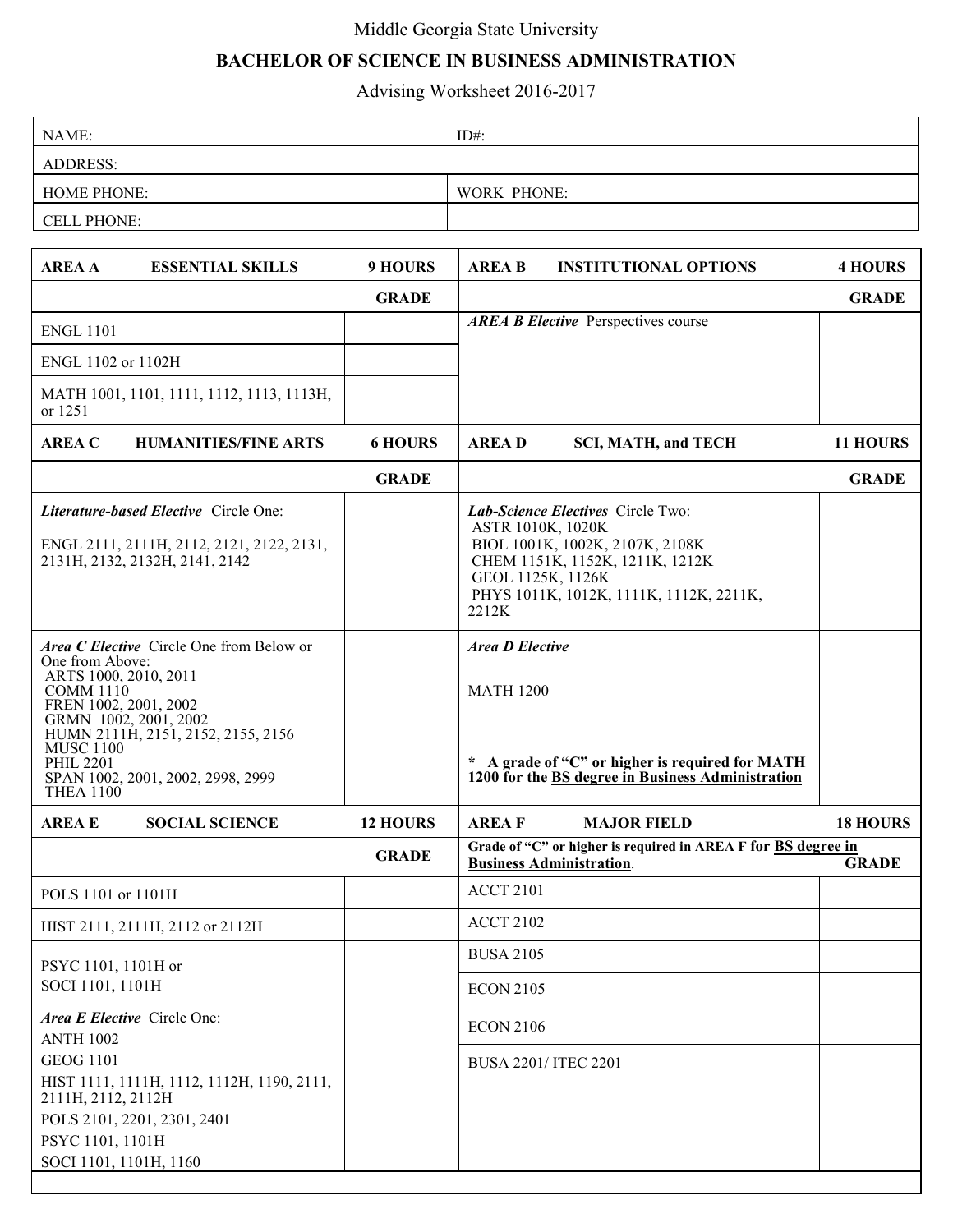Middle Georgia State University

# BACHELOR OF SCIENCE IN BUSINESS ADMINISTRATION

Advising Worksheet 2016-2017

| NAME: | ID#: |
|---|---|
| ADDRESS: | |
| HOME PHONE: | WORK PHONE: |
| CELL PHONE: | |

| **AREA A ESSENTIAL SKILLS** | **9 HOURS** |
|---|---|
| | **GRADE** |
| ENGL 1101 | |
| ENGL 1102 or 1102H | |
| MATH 1001, 1101, 1111, 1112, 1113, 1113H, or 1251 | |

| **AREA B INSTITUTIONAL OPTIONS** | **4 HOURS** |
|---|---|
| | **GRADE** |
| ***AREA B Elective*** Perspectives course | |

| **AREA C HUMANITIES/FINE ARTS** | **6 HOURS** |
|---|---|
| | **GRADE** |
| ***Literature-based Elective*** Circle One: ENGL 2111, 2111H, 2112, 2121, 2122, 2131, 2131H, 2132, 2132H, 2141, 2142 | |
| ***Area C Elective*** Circle One from Below or One from Above: ARTS 1000, 2010, 2011; COMM 1110; FREN 1002, 2001, 2002; GRMN 1002, 2001, 2002; HUMN 2111H, 2151, 2152, 2155, 2156; MUSC 1100; PHIL 2201; SPAN 1002, 2001, 2002, 2998, 2999; THEA 1100 | |

| **AREA D SCI, MATH, and TECH** | **11 HOURS** |
|---|---|
| | **GRADE** |
| ***Lab-Science Electives*** Circle Two: ASTR 1010K, 1020K; BIOL 1001K, 1002K, 2107K, 2108K; CHEM 1151K, 1152K, 1211K, 1212K; GEOL 1125K, 1126K; PHYS 1011K, 1012K, 1111K, 1112K, 2211K, 2212K | |
| | |
| ***Area D Elective*** MATH 1200 — **\* A grade of "C" or higher is required for MATH 1200 for the BS degree in Business Administration** | |

| **AREA E SOCIAL SCIENCE** | **12 HOURS** |
|---|---|
| | **GRADE** |
| POLS 1101 or 1101H | |
| HIST 2111, 2111H, 2112 or 2112H | |
| PSYC 1101, 1101H or SOCI 1101, 1101H | |
| ***Area E Elective*** Circle One: ANTH 1002; GEOG 1101; HIST 1111, 1111H, 1112, 1112H, 1190, 2111, 2111H, 2112, 2112H; POLS 2101, 2201, 2301, 2401; PSYC 1101, 1101H; SOCI 1101, 1101H, 1160 | |

| **AREA F MAJOR FIELD** | **18 HOURS** |
|---|---|
| **Grade of "C" or higher is required in AREA F for BS degree in Business Administration.** | **GRADE** |
| ACCT 2101 | |
| ACCT 2102 | |
| BUSA 2105 | |
| ECON 2105 | |
| ECON 2106 | |
| BUSA 2201/ ITEC 2201 | |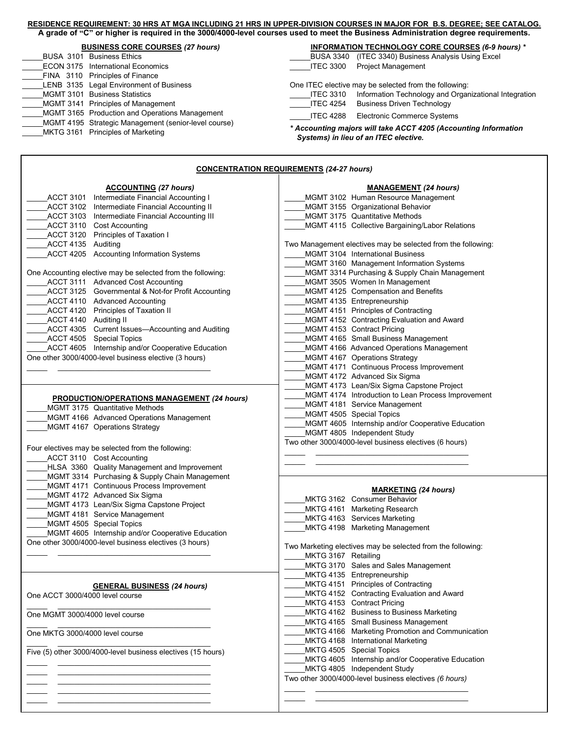**RESIDENCE REQUIREMENT: 30 HRS AT MGA INCLUDING 21 HRS IN UPPER-DIVISION COURSES IN MAJOR FOR B.S. DEGREE; SEE CATALOG.**

**A grade of "C" or higher is required in the 3000/4000-level courses used to meet the Business Administration degree requirements.**

**BUSINESS CORE COURSES** *(27 hours)*

_____BUSA 3101 Business Ethics
_____ECON 3175 International Economics
_____FINA 3110 Principles of Finance
_____LENB 3135 Legal Environment of Business
_____MGMT 3101 Business Statistics
_____MGMT 3141 Principles of Management
_____MGMT 3165 Production and Operations Management
_____MGMT 4195 Strategic Management (senior-level course)
_____MKTG 3161 Principles of Marketing

**INFORMATION TECHNOLOGY CORE COURSES** *(6-9 hours) **

_____BUSA 3340 (ITEC 3340) Business Analysis Using Excel
_____ITEC 3300 Project Management

One ITEC elective may be selected from the following:

_____ITEC 3310 Information Technology and Organizational Integration
_____ITEC 4254 Business Driven Technology
_____ITEC 4288 Electronic Commerce Systems

***** Accounting majors will take ACCT 4205 (Accounting Information Systems) in lieu of an ITEC elective.***

**CONCENTRATION REQUIREMENTS** *(24-27 hours)*

**ACCOUNTING** *(27 hours)*

_____ACCT 3101 Intermediate Financial Accounting I
_____ACCT 3102 Intermediate Financial Accounting II
_____ACCT 3103 Intermediate Financial Accounting III
_____ACCT 3110 Cost Accounting
_____ACCT 3120 Principles of Taxation I
_____ACCT 4135 Auditing
_____ACCT 4205 Accounting Information Systems

One Accounting elective may be selected from the following:

_____ACCT 3111 Advanced Cost Accounting
_____ACCT 3125 Governmental & Not-for Profit Accounting
_____ACCT 4110 Advanced Accounting
_____ACCT 4120 Principles of Taxation II
_____ACCT 4140 Auditing II
_____ACCT 4305 Current Issues—Accounting and Auditing
_____ACCT 4505 Special Topics
_____ACCT 4605 Internship and/or Cooperative Education

One other 3000/4000-level business elective (3 hours)

_____ ______________________________

**PRODUCTION/OPERATIONS MANAGEMENT** *(24 hours)*

_____MGMT 3175 Quantitative Methods
_____MGMT 4166 Advanced Operations Management
_____MGMT 4167 Operations Strategy

Four electives may be selected from the following:

_____ACCT 3110 Cost Accounting
_____HLSA 3360 Quality Management and Improvement
_____MGMT 3314 Purchasing & Supply Chain Management
_____MGMT 4171 Continuous Process Improvement
_____MGMT 4172 Advanced Six Sigma
_____MGMT 4173 Lean/Six Sigma Capstone Project
_____MGMT 4181 Service Management
_____MGMT 4505 Special Topics
_____MGMT 4605 Internship and/or Cooperative Education

One other 3000/4000-level business electives (3 hours)

_____ ______________________________

**GENERAL BUSINESS** *(24 hours)*

One ACCT 3000/4000 level course

_____ ______________________________

One MGMT 3000/4000 level course

_____ ______________________________

One MKTG 3000/4000 level course

_____ ______________________________

Five (5) other 3000/4000-level business electives (15 hours)

_____ ______________________________
_____ ______________________________
_____ ______________________________
_____ ______________________________
_____ ______________________________

**MANAGEMENT** *(24 hours)*

_____MGMT 3102 Human Resource Management
_____MGMT 3155 Organizational Behavior
_____MGMT 3175 Quantitative Methods
_____MGMT 4115 Collective Bargaining/Labor Relations

Two Management electives may be selected from the following:

_____MGMT 3104 International Business
_____MGMT 3160 Management Information Systems
_____MGMT 3314 Purchasing & Supply Chain Management
_____MGMT 3505 Women In Management
_____MGMT 4125 Compensation and Benefits
_____MGMT 4135 Entrepreneurship
_____MGMT 4151 Principles of Contracting
_____MGMT 4152 Contracting Evaluation and Award
_____MGMT 4153 Contract Pricing
_____MGMT 4165 Small Business Management
_____MGMT 4166 Advanced Operations Management
_____MGMT 4167 Operations Strategy
_____MGMT 4171 Continuous Process Improvement
_____MGMT 4172 Advanced Six Sigma
_____MGMT 4173 Lean/Six Sigma Capstone Project
_____MGMT 4174 Introduction to Lean Process Improvement
_____MGMT 4181 Service Management
_____MGMT 4505 Special Topics
_____MGMT 4605 Internship and/or Cooperative Education
_____MGMT 4805 Independent Study

Two other 3000/4000-level business electives (6 hours)

_____ ______________________________
_____ ______________________________

**MARKETING** *(24 hours)*

_____MKTG 3162 Consumer Behavior
_____MKTG 4161 Marketing Research
_____MKTG 4163 Services Marketing
_____MKTG 4198 Marketing Management

Two Marketing electives may be selected from the following:

_____MKTG 3167 Retailing
_____MKTG 3170 Sales and Sales Management
_____MKTG 4135 Entrepreneurship
_____MKTG 4151 Principles of Contracting
_____MKTG 4152 Contracting Evaluation and Award
_____MKTG 4153 Contract Pricing
_____MKTG 4162 Business to Business Marketing
_____MKTG 4165 Small Business Management
_____MKTG 4166 Marketing Promotion and Communication
_____MKTG 4168 International Marketing
_____MKTG 4505 Special Topics
_____MKTG 4605 Internship and/or Cooperative Education
_____MKTG 4805 Independent Study

Two other 3000/4000-level business electives *(6 hours)*

_____ ______________________________
_____ ______________________________